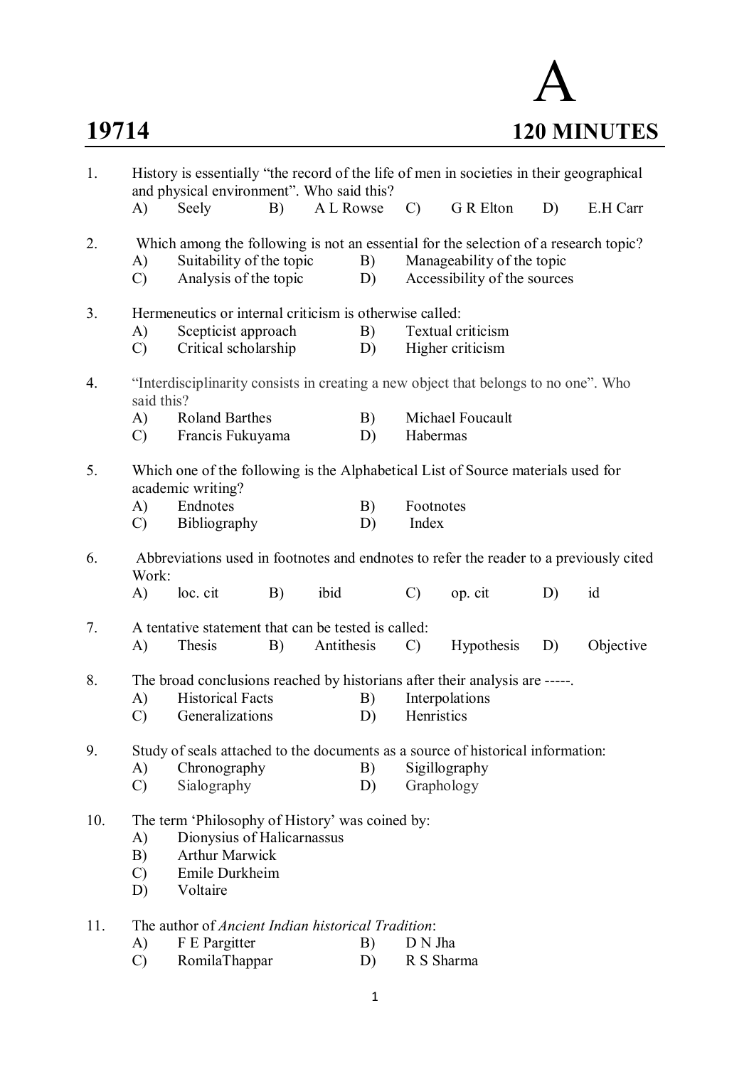# A

**19714** **120 MINUTES**

1. History is essentially "the record of the life of men in societies in their geographical and physical environment". Who said this?
   A) Seely B) A L Rowse C) G R Elton D) E.H Carr

2. Which among the following is not an essential for the selection of a research topic?
   A) Suitability of the topic
   B) Manageability of the topic
   C) Analysis of the topic
   D) Accessibility of the sources

3. Hermeneutics or internal criticism is otherwise called:
   A) Scepticist approach
   B) Textual criticism
   C) Critical scholarship
   D) Higher criticism

4. "Interdisciplinarity consists in creating a new object that belongs to no one". Who said this?
   A) Roland Barthes
   B) Michael Foucault
   C) Francis Fukuyama
   D) Habermas

5. Which one of the following is the Alphabetical List of Source materials used for academic writing?
   A) Endnotes
   B) Footnotes
   C) Bibliography
   D) Index

6. Abbreviations used in footnotes and endnotes to refer the reader to a previously cited Work:
   A) loc. cit B) ibid C) op. cit D) id

7. A tentative statement that can be tested is called:
   A) Thesis B) Antithesis C) Hypothesis D) Objective

8. The broad conclusions reached by historians after their analysis are -----.
   A) Historical Facts
   B) Interpolations
   C) Generalizations
   D) Henristics

9. Study of seals attached to the documents as a source of historical information:
   A) Chronography
   B) Sigillography
   C) Sialography
   D) Graphology

10. The term 'Philosophy of History' was coined by:
    A) Dionysius of Halicarnassus
    B) Arthur Marwick
    C) Emile Durkheim
    D) Voltaire

11. The author of *Ancient Indian historical Tradition*:
    A) F E Pargitter
    B) D N Jha
    C) RomilaThappar
    D) R S Sharma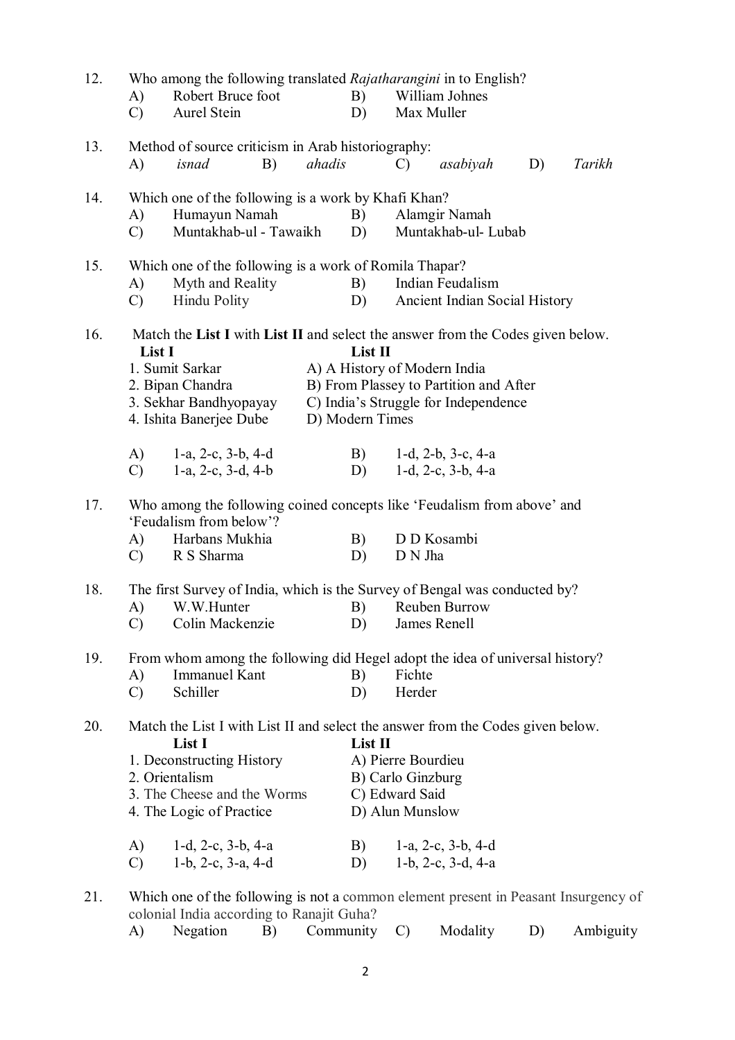12. Who among the following translated *Rajatharangini* in to English?

    A) Robert Bruce foot
    B) William Johnes
    C) Aurel Stein
    D) Max Muller

13. Method of source criticism in Arab historiography:

    A) *isnad*
    B) *ahadis*
    C) *asabiyah*
    D) *Tarikh*

14. Which one of the following is a work by Khafi Khan?

    A) Humayun Namah
    B) Alamgir Namah
    C) Muntakhab-ul - Tawaikh
    D) Muntakhab-ul- Lubab

15. Which one of the following is a work of Romila Thapar?

    A) Myth and Reality
    B) Indian Feudalism
    C) Hindu Polity
    D) Ancient Indian Social History

16. Match the **List I** with **List II** and select the answer from the Codes given below.

    | List I | List II |
    |---|---|
    | 1. Sumit Sarkar | A) A History of Modern India |
    | 2. Bipan Chandra | B) From Plassey to Partition and After |
    | 3. Sekhar Bandhyopayay | C) India's Struggle for Independence |
    | 4. Ishita Banerjee Dube | D) Modern Times |

    A) 1-a, 2-c, 3-b, 4-d
    B) 1-d, 2-b, 3-c, 4-a
    C) 1-a, 2-c, 3-d, 4-b
    D) 1-d, 2-c, 3-b, 4-a

17. Who among the following coined concepts like 'Feudalism from above' and 'Feudalism from below'?

    A) Harbans Mukhia
    B) D D Kosambi
    C) R S Sharma
    D) D N Jha

18. The first Survey of India, which is the Survey of Bengal was conducted by?

    A) W.W.Hunter
    B) Reuben Burrow
    C) Colin Mackenzie
    D) James Renell

19. From whom among the following did Hegel adopt the idea of universal history?

    A) Immanuel Kant
    B) Fichte
    C) Schiller
    D) Herder

20. Match the List I with List II and select the answer from the Codes given below.

    | List I | List II |
    |---|---|
    | 1. Deconstructing History | A) Pierre Bourdieu |
    | 2. Orientalism | B) Carlo Ginzburg |
    | 3. The Cheese and the Worms | C) Edward Said |
    | 4. The Logic of Practice | D) Alun Munslow |

    A) 1-d, 2-c, 3-b, 4-a
    B) 1-a, 2-c, 3-b, 4-d
    C) 1-b, 2-c, 3-a, 4-d
    D) 1-b, 2-c, 3-d, 4-a

21. Which one of the following is not a common element present in Peasant Insurgency of colonial India according to Ranajit Guha?

    A) Negation
    B) Community
    C) Modality
    D) Ambiguity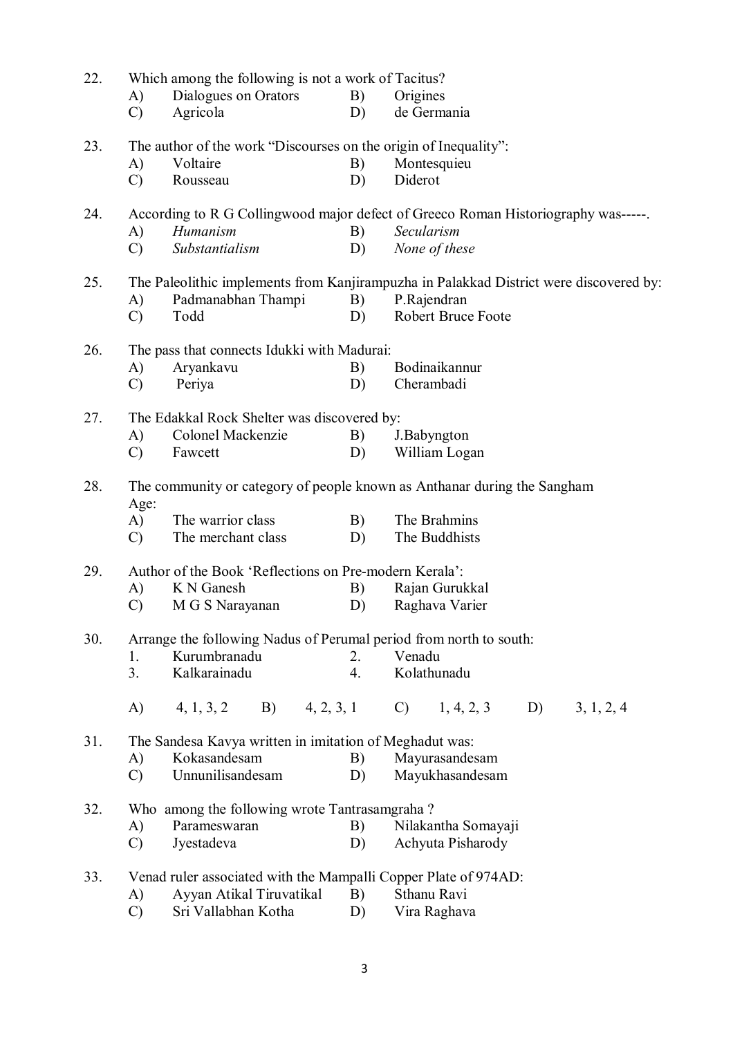22. Which among the following is not a work of Tacitus?
    A) Dialogues on Orators  B) Origines
    C) Agricola  D) de Germania

23. The author of the work "Discourses on the origin of Inequality":
    A) Voltaire  B) Montesquieu
    C) Rousseau  D) Diderot

24. According to R G Collingwood major defect of Greeco Roman Historiography was-----.
    A) *Humanism*  B) *Secularism*
    C) *Substantialism*  D) *None of these*

25. The Paleolithic implements from Kanjirampuzha in Palakkad District were discovered by:
    A) Padmanabhan Thampi  B) P.Rajendran
    C) Todd  D) Robert Bruce Foote

26. The pass that connects Idukki with Madurai:
    A) Aryankavu  B) Bodinaikannur
    C) Periya  D) Cherambadi

27. The Edakkal Rock Shelter was discovered by:
    A) Colonel Mackenzie  B) J.Babyngton
    C) Fawcett  D) William Logan

28. The community or category of people known as Anthanar during the Sangham Age:
    A) The warrior class  B) The Brahmins
    C) The merchant class  D) The Buddhists

29. Author of the Book 'Reflections on Pre-modern Kerala':
    A) K N Ganesh  B) Rajan Gurukkal
    C) M G S Narayanan  D) Raghava Varier

30. Arrange the following Nadus of Perumal period from north to south:
    1. Kurumbranadu  2. Venadu
    3. Kalkarainadu  4. Kolathunadu

    A) 4, 1, 3, 2  B) 4, 2, 3, 1  C) 1, 4, 2, 3  D) 3, 1, 2, 4

31. The Sandesa Kavya written in imitation of Meghadut was:
    A) Kokasandesam  B) Mayurasandesam
    C) Unnunilisandesam  D) Mayukhasandesam

32. Who among the following wrote Tantrasamgraha ?
    A) Parameswaran  B) Nilakantha Somayaji
    C) Jyestadeva  D) Achyuta Pisharody

33. Venad ruler associated with the Mampalli Copper Plate of 974AD:
    A) Ayyan Atikal Tiruvatikal  B) Sthanu Ravi
    C) Sri Vallabhan Kotha  D) Vira Raghava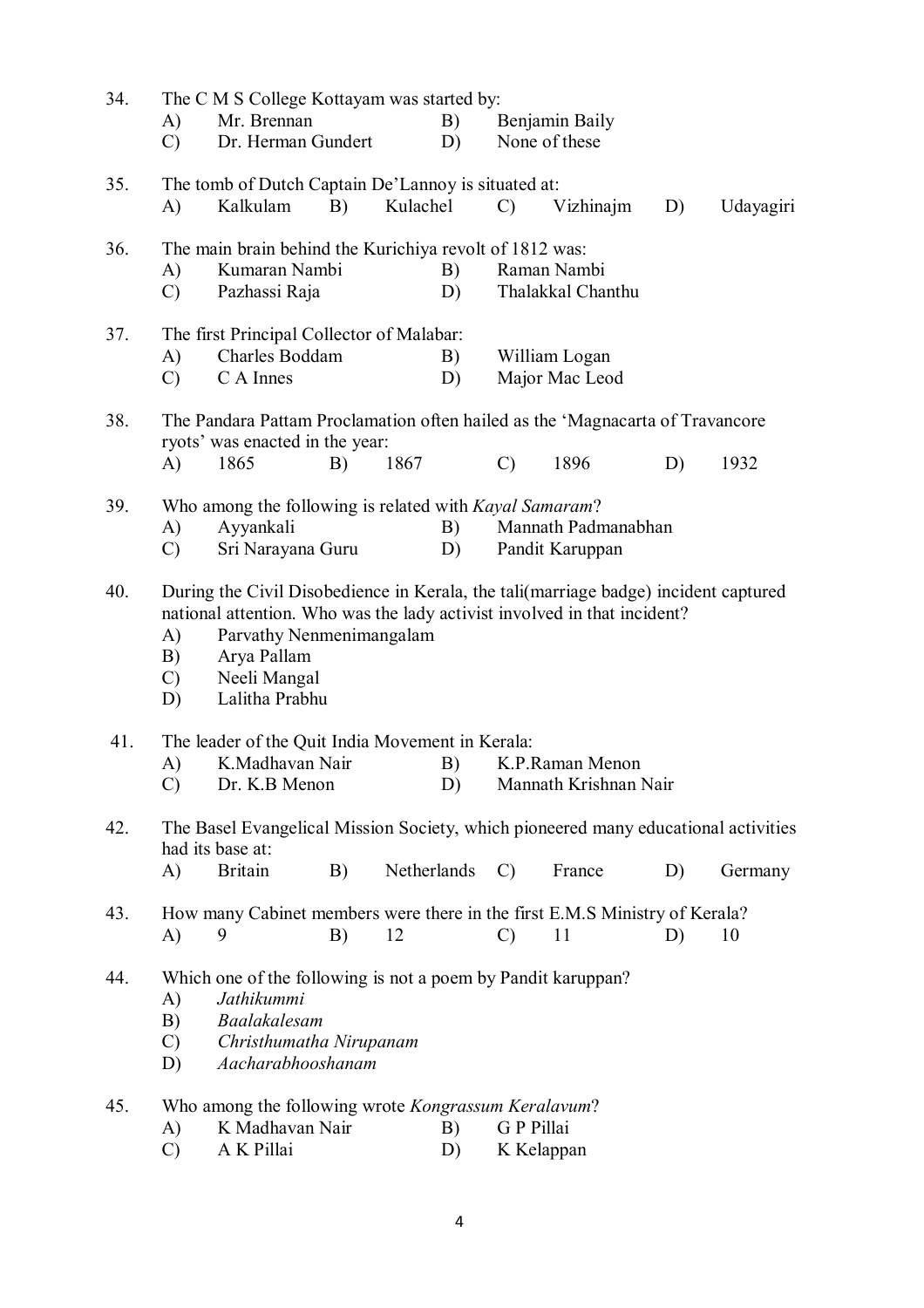34. The C M S College Kottayam was started by:
    A) Mr. Brennan
    B) Benjamin Baily
    C) Dr. Herman Gundert
    D) None of these

35. The tomb of Dutch Captain De'Lannoy is situated at:
    A) Kalkulam
    B) Kulachel
    C) Vizhinajm
    D) Udayagiri

36. The main brain behind the Kurichiya revolt of 1812 was:
    A) Kumaran Nambi
    B) Raman Nambi
    C) Pazhassi Raja
    D) Thalakkal Chanthu

37. The first Principal Collector of Malabar:
    A) Charles Boddam
    B) William Logan
    C) C A Innes
    D) Major Mac Leod

38. The Pandara Pattam Proclamation often hailed as the 'Magnacarta of Travancore ryots' was enacted in the year:
    A) 1865
    B) 1867
    C) 1896
    D) 1932

39. Who among the following is related with *Kayal Samaram*?
    A) Ayyankali
    B) Mannath Padmanabhan
    C) Sri Narayana Guru
    D) Pandit Karuppan

40. During the Civil Disobedience in Kerala, the tali(marriage badge) incident captured national attention. Who was the lady activist involved in that incident?
    A) Parvathy Nenmenimangalam
    B) Arya Pallam
    C) Neeli Mangal
    D) Lalitha Prabhu

41. The leader of the Quit India Movement in Kerala:
    A) K.Madhavan Nair
    B) K.P.Raman Menon
    C) Dr. K.B Menon
    D) Mannath Krishnan Nair

42. The Basel Evangelical Mission Society, which pioneered many educational activities had its base at:
    A) Britain
    B) Netherlands
    C) France
    D) Germany

43. How many Cabinet members were there in the first E.M.S Ministry of Kerala?
    A) 9
    B) 12
    C) 11
    D) 10

44. Which one of the following is not a poem by Pandit karuppan?
    A) *Jathikummi*
    B) *Baalakalesam*
    C) *Christhumatha Nirupanam*
    D) *Aacharabhooshanam*

45. Who among the following wrote *Kongrassum Keralavum*?
    A) K Madhavan Nair
    B) G P Pillai
    C) A K Pillai
    D) K Kelappan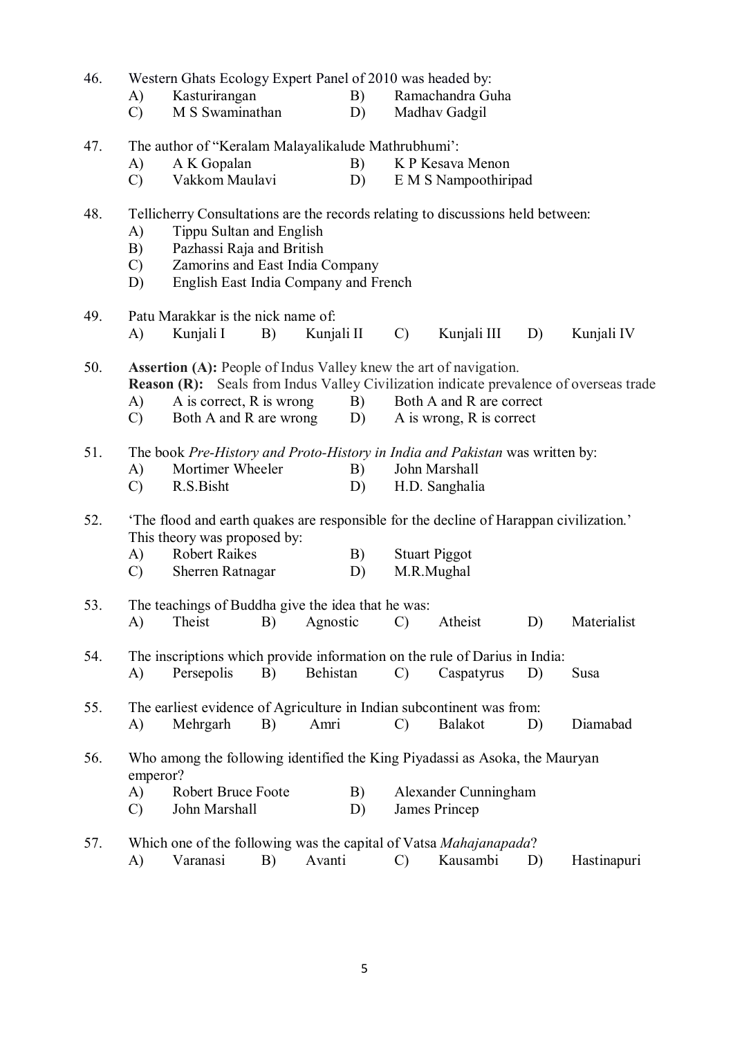46. Western Ghats Ecology Expert Panel of 2010 was headed by:
   - A) Kasturirangan
   - B) Ramachandra Guha
   - C) M S Swaminathan
   - D) Madhav Gadgil

47. The author of "Keralam Malayalikalude Mathrubhumi':
   - A) A K Gopalan
   - B) K P Kesava Menon
   - C) Vakkom Maulavi
   - D) E M S Nampoothiripad

48. Tellicherry Consultations are the records relating to discussions held between:
   - A) Tippu Sultan and English
   - B) Pazhassi Raja and British
   - C) Zamorins and East India Company
   - D) English East India Company and French

49. Patu Marakkar is the nick name of:
   - A) Kunjali I
   - B) Kunjali II
   - C) Kunjali III
   - D) Kunjali IV

50. **Assertion (A):** People of Indus Valley knew the art of navigation.
   **Reason (R):** Seals from Indus Valley Civilization indicate prevalence of overseas trade
   - A) A is correct, R is wrong
   - B) Both A and R are correct
   - C) Both A and R are wrong
   - D) A is wrong, R is correct

51. The book *Pre-History and Proto-History in India and Pakistan* was written by:
   - A) Mortimer Wheeler
   - B) John Marshall
   - C) R.S.Bisht
   - D) H.D. Sanghalia

52. 'The flood and earth quakes are responsible for the decline of Harappan civilization.' This theory was proposed by:
   - A) Robert Raikes
   - B) Stuart Piggot
   - C) Sherren Ratnagar
   - D) M.R.Mughal

53. The teachings of Buddha give the idea that he was:
   - A) Theist
   - B) Agnostic
   - C) Atheist
   - D) Materialist

54. The inscriptions which provide information on the rule of Darius in India:
   - A) Persepolis
   - B) Behistan
   - C) Caspatyrus
   - D) Susa

55. The earliest evidence of Agriculture in Indian subcontinent was from:
   - A) Mehrgarh
   - B) Amri
   - C) Balakot
   - D) Diamabad

56. Who among the following identified the King Piyadassi as Asoka, the Mauryan emperor?
   - A) Robert Bruce Foote
   - B) Alexander Cunningham
   - C) John Marshall
   - D) James Princep

57. Which one of the following was the capital of Vatsa *Mahajanapada*?
   - A) Varanasi
   - B) Avanti
   - C) Kausambi
   - D) Hastinapuri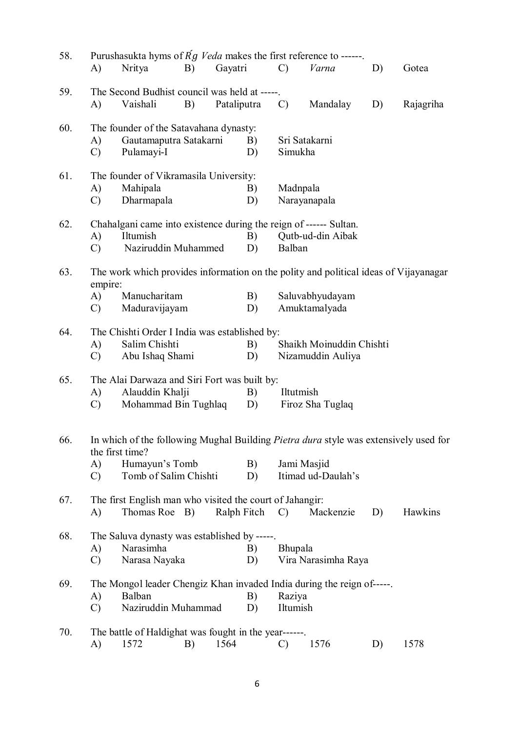58. Purushasukta hyms of *Ŕg Veda* makes the first reference to ------.
A) Nritya B) Gayatri C) *Varna* D) Gotea

59. The Second Budhist council was held at -----.
A) Vaishali B) Pataliputra C) Mandalay D) Rajagriha

60. The founder of the Satavahana dynasty:
A) Gautamaputra Satakarni B) Sri Satakarni
C) Pulamayi-I D) Simukha

61. The founder of Vikramasila University:
A) Mahipala B) Madnpala
C) Dharmapala D) Narayanapala

62. Chahalgani came into existence during the reign of ------ Sultan.
A) Iltumish B) Qutb-ud-din Aibak
C) Naziruddin Muhammed D) Balban

63. The work which provides information on the polity and political ideas of Vijayanagar empire:
A) Manucharitam B) Saluvabhyudayam
C) Maduravijayam D) Amuktamalyada

64. The Chishti Order I India was established by:
A) Salim Chishti B) Shaikh Moinuddin Chishti
C) Abu Ishaq Shami D) Nizamuddin Auliya

65. The Alai Darwaza and Siri Fort was built by:
A) Alauddin Khalji B) Iltutmish
C) Mohammad Bin Tughlaq D) Firoz Sha Tuglaq

66. In which of the following Mughal Building *Pietra dura* style was extensively used for the first time?
A) Humayun's Tomb B) Jami Masjid
C) Tomb of Salim Chishti D) Itimad ud-Daulah's

67. The first English man who visited the court of Jahangir:
A) Thomas Roe B) Ralph Fitch C) Mackenzie D) Hawkins

68. The Saluva dynasty was established by -----.
A) Narasimha B) Bhupala
C) Narasa Nayaka D) Vira Narasimha Raya

69. The Mongol leader Chengiz Khan invaded India during the reign of-----.
A) Balban B) Raziya
C) Naziruddin Muhammad D) Iltumish

70. The battle of Haldighat was fought in the year------.
A) 1572 B) 1564 C) 1576 D) 1578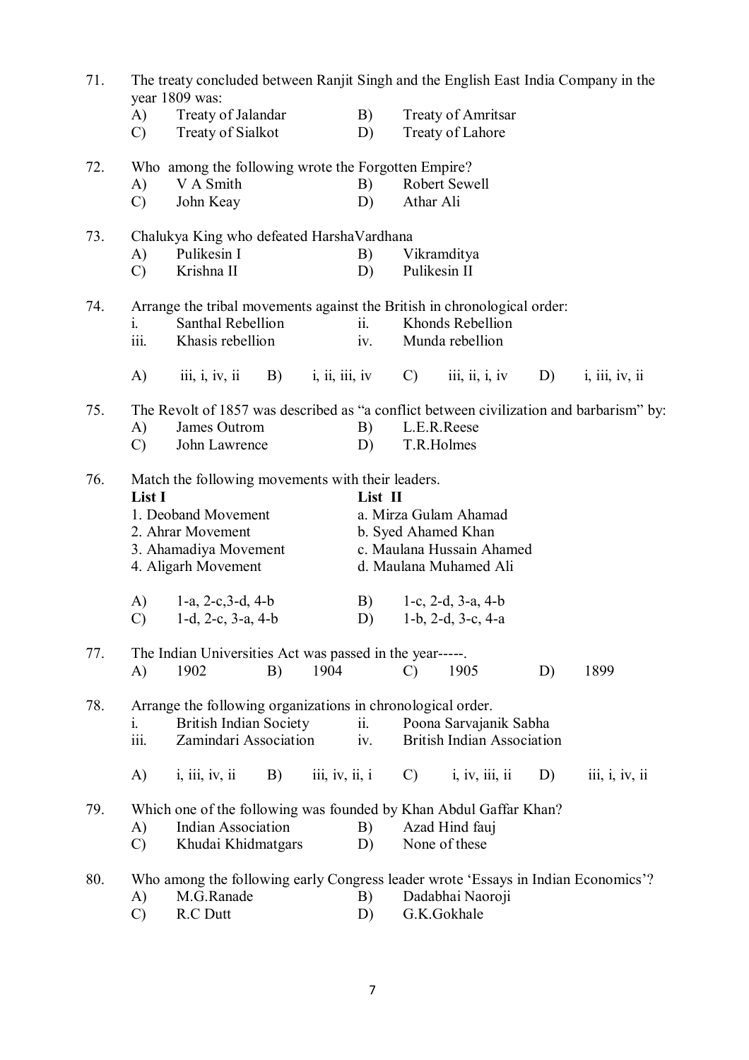71. The treaty concluded between Ranjit Singh and the English East India Company in the year 1809 was:
   A) Treaty of Jalandar  B) Treaty of Amritsar
   C) Treaty of Sialkot  D) Treaty of Lahore

72. Who among the following wrote the Forgotten Empire?
   A) V A Smith  B) Robert Sewell
   C) John Keay  D) Athar Ali

73. Chalukya King who defeated HarshaVardhana
   A) Pulikesin I  B) Vikramditya
   C) Krishna II  D) Pulikesin II

74. Arrange the tribal movements against the British in chronological order:
   i. Santhal Rebellion  ii. Khonds Rebellion
   iii. Khasis rebellion  iv. Munda rebellion

   A) iii, i, iv, ii  B) i, ii, iii, iv  C) iii, ii, i, iv  D) i, iii, iv, ii

75. The Revolt of 1857 was described as "a conflict between civilization and barbarism" by:
   A) James Outrom  B) L.E.R.Reese
   C) John Lawrence  D) T.R.Holmes

76. Match the following movements with their leaders.

| List I | List II |
|---|---|
| 1. Deoband Movement | a. Mirza Gulam Ahamad |
| 2. Ahrar Movement | b. Syed Ahamed Khan |
| 3. Ahamadiya Movement | c. Maulana Hussain Ahamed |
| 4. Aligarh Movement | d. Maulana Muhamed Ali |

   A) 1-a, 2-c,3-d, 4-b  B) 1-c, 2-d, 3-a, 4-b
   C) 1-d, 2-c, 3-a, 4-b  D) 1-b, 2-d, 3-c, 4-a

77. The Indian Universities Act was passed in the year-----.
   A) 1902  B) 1904  C) 1905  D) 1899

78. Arrange the following organizations in chronological order.
   i. British Indian Society  ii. Poona Sarvajanik Sabha
   iii. Zamindari Association  iv. British Indian Association

   A) i, iii, iv, ii  B) iii, iv, ii, i  C) i, iv, iii, ii  D) iii, i, iv, ii

79. Which one of the following was founded by Khan Abdul Gaffar Khan?
   A) Indian Association  B) Azad Hind fauj
   C) Khudai Khidmatgars  D) None of these

80. Who among the following early Congress leader wrote 'Essays in Indian Economics'?
   A) M.G.Ranade  B) Dadabhai Naoroji
   C) R.C Dutt  D) G.K.Gokhale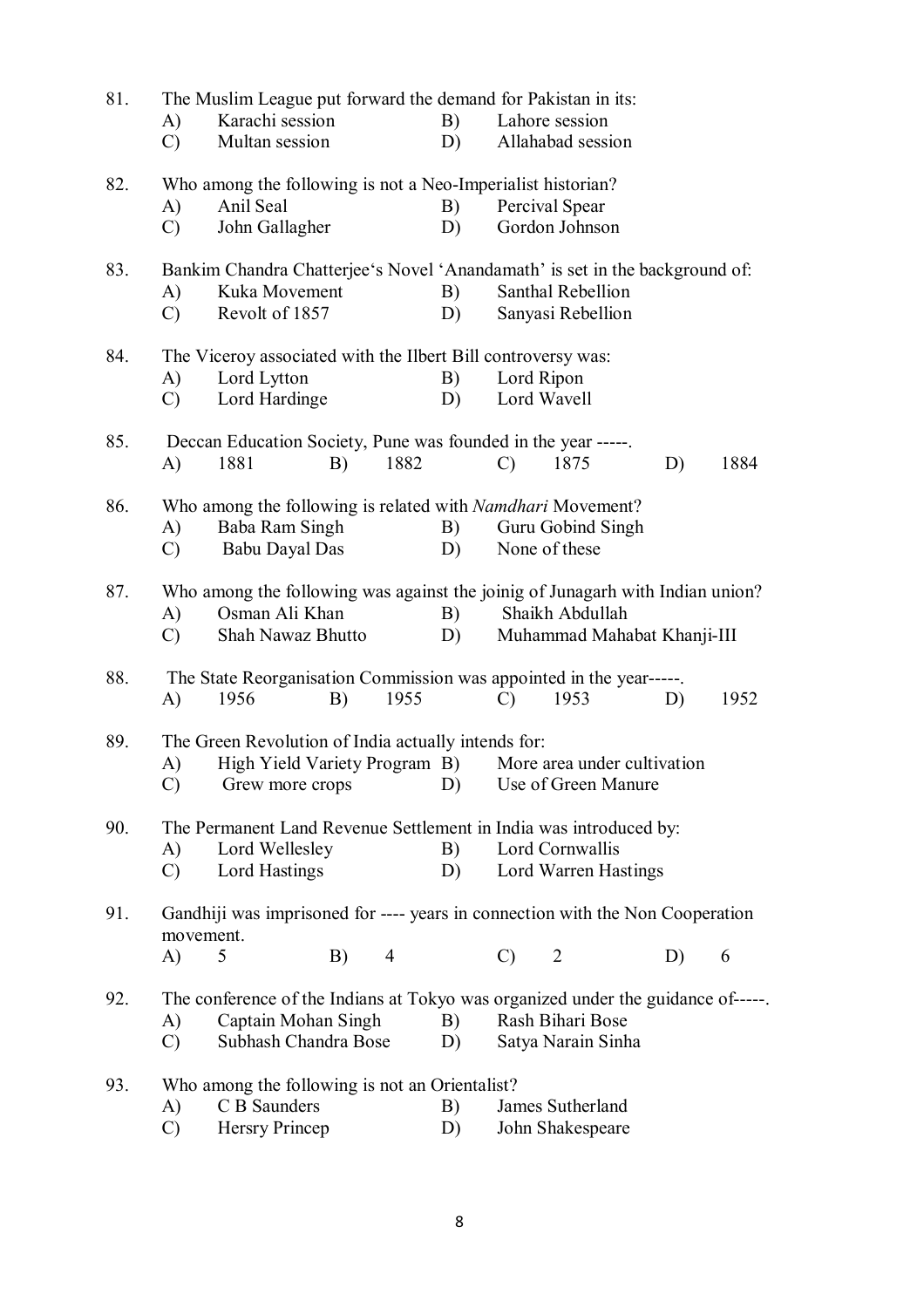81. The Muslim League put forward the demand for Pakistan in its:

    A) Karachi session  B) Lahore session
    C) Multan session  D) Allahabad session

82. Who among the following is not a Neo-Imperialist historian?

    A) Anil Seal  B) Percival Spear
    C) John Gallagher  D) Gordon Johnson

83. Bankim Chandra Chatterjee's Novel 'Anandamath' is set in the background of:

    A) Kuka Movement  B) Santhal Rebellion
    C) Revolt of 1857  D) Sanyasi Rebellion

84. The Viceroy associated with the Ilbert Bill controversy was:

    A) Lord Lytton  B) Lord Ripon
    C) Lord Hardinge  D) Lord Wavell

85. Deccan Education Society, Pune was founded in the year -----.

    A) 1881  B) 1882  C) 1875  D) 1884

86. Who among the following is related with *Namdhari* Movement?

    A) Baba Ram Singh  B) Guru Gobind Singh
    C) Babu Dayal Das  D) None of these

87. Who among the following was against the joinig of Junagarh with Indian union?

    A) Osman Ali Khan  B) Shaikh Abdullah
    C) Shah Nawaz Bhutto  D) Muhammad Mahabat Khanji-III

88. The State Reorganisation Commission was appointed in the year-----.

    A) 1956  B) 1955  C) 1953  D) 1952

89. The Green Revolution of India actually intends for:

    A) High Yield Variety Program  B) More area under cultivation
    C) Grew more crops  D) Use of Green Manure

90. The Permanent Land Revenue Settlement in India was introduced by:

    A) Lord Wellesley  B) Lord Cornwallis
    C) Lord Hastings  D) Lord Warren Hastings

91. Gandhiji was imprisoned for ---- years in connection with the Non Cooperation movement.

    A) 5  B) 4  C) 2  D) 6

92. The conference of the Indians at Tokyo was organized under the guidance of-----.

    A) Captain Mohan Singh  B) Rash Bihari Bose
    C) Subhash Chandra Bose  D) Satya Narain Sinha

93. Who among the following is not an Orientalist?

    A) C B Saunders  B) James Sutherland
    C) Hersry Princep  D) John Shakespeare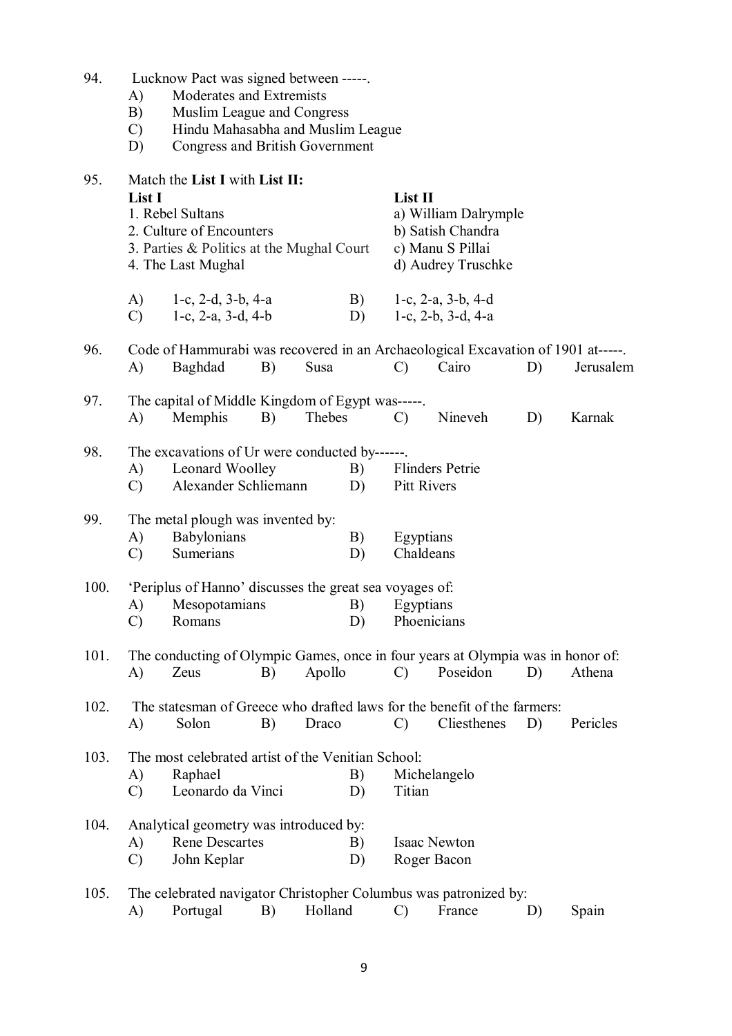94. Lucknow Pact was signed between -----.
    A) Moderates and Extremists
    B) Muslim League and Congress
    C) Hindu Mahasabha and Muslim League
    D) Congress and British Government

95. Match the **List I** with **List II:**

| **List I** | **List II** |
|---|---|
| 1. Rebel Sultans | a) William Dalrymple |
| 2. Culture of Encounters | b) Satish Chandra |
| 3. Parties & Politics at the Mughal Court | c) Manu S Pillai |
| 4. The Last Mughal | d) Audrey Truschke |

    A) 1-c, 2-d, 3-b, 4-a    B) 1-c, 2-a, 3-b, 4-d
    C) 1-c, 2-a, 3-d, 4-b    D) 1-c, 2-b, 3-d, 4-a

96. Code of Hammurabi was recovered in an Archaeological Excavation of 1901 at-----.
    A) Baghdad    B) Susa    C) Cairo    D) Jerusalem

97. The capital of Middle Kingdom of Egypt was-----.
    A) Memphis    B) Thebes    C) Nineveh    D) Karnak

98. The excavations of Ur were conducted by------.
    A) Leonard Woolley    B) Flinders Petrie
    C) Alexander Schliemann    D) Pitt Rivers

99. The metal plough was invented by:
    A) Babylonians    B) Egyptians
    C) Sumerians    D) Chaldeans

100. 'Periplus of Hanno' discusses the great sea voyages of:
    A) Mesopotamians    B) Egyptians
    C) Romans    D) Phoenicians

101. The conducting of Olympic Games, once in four years at Olympia was in honor of:
    A) Zeus    B) Apollo    C) Poseidon    D) Athena

102. The statesman of Greece who drafted laws for the benefit of the farmers:
    A) Solon    B) Draco    C) Cliesthenes    D) Pericles

103. The most celebrated artist of the Venitian School:
    A) Raphael    B) Michelangelo
    C) Leonardo da Vinci    D) Titian

104. Analytical geometry was introduced by:
    A) Rene Descartes    B) Isaac Newton
    C) John Keplar    D) Roger Bacon

105. The celebrated navigator Christopher Columbus was patronized by:
    A) Portugal    B) Holland    C) France    D) Spain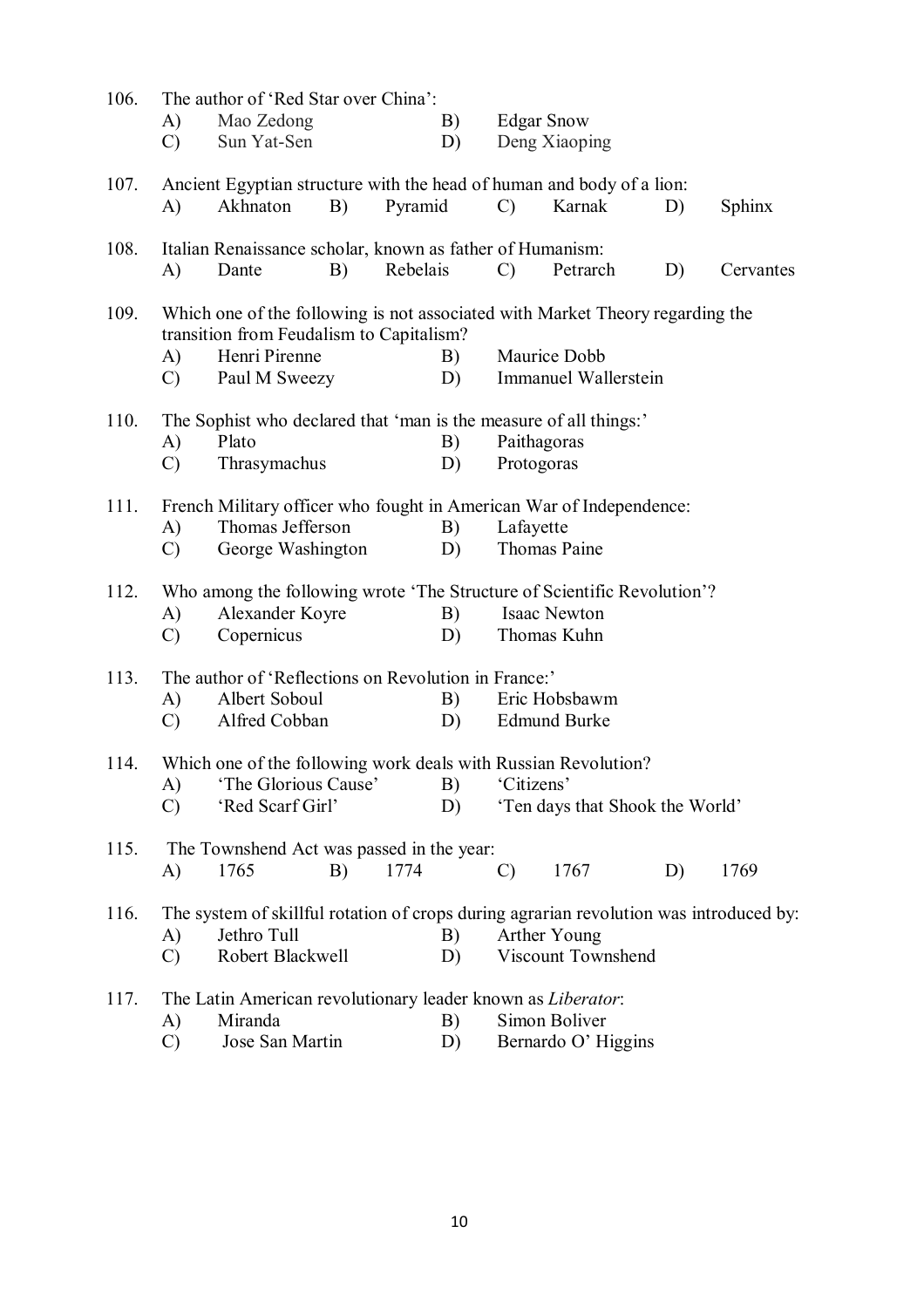106. The author of 'Red Star over China':

A) Mao Zedong B) Edgar Snow
C) Sun Yat-Sen D) Deng Xiaoping

107. Ancient Egyptian structure with the head of human and body of a lion:

A) Akhnaton B) Pyramid C) Karnak D) Sphinx

108. Italian Renaissance scholar, known as father of Humanism:

A) Dante B) Rebelais C) Petrarch D) Cervantes

109. Which one of the following is not associated with Market Theory regarding the transition from Feudalism to Capitalism?

A) Henri Pirenne B) Maurice Dobb
C) Paul M Sweezy D) Immanuel Wallerstein

110. The Sophist who declared that 'man is the measure of all things:'

A) Plato B) Paithagoras
C) Thrasymachus D) Protogoras

111. French Military officer who fought in American War of Independence:

A) Thomas Jefferson B) Lafayette
C) George Washington D) Thomas Paine

112. Who among the following wrote 'The Structure of Scientific Revolution'?

A) Alexander Koyre B) Isaac Newton
C) Copernicus D) Thomas Kuhn

113. The author of 'Reflections on Revolution in France:'

A) Albert Soboul B) Eric Hobsbawm
C) Alfred Cobban D) Edmund Burke

114. Which one of the following work deals with Russian Revolution?

A) 'The Glorious Cause' B) 'Citizens'
C) 'Red Scarf Girl' D) 'Ten days that Shook the World'

115. The Townshend Act was passed in the year:

A) 1765 B) 1774 C) 1767 D) 1769

116. The system of skillful rotation of crops during agrarian revolution was introduced by:

A) Jethro Tull B) Arther Young
C) Robert Blackwell D) Viscount Townshend

117. The Latin American revolutionary leader known as *Liberator*:

A) Miranda B) Simon Boliver
C) Jose San Martin D) Bernardo O' Higgins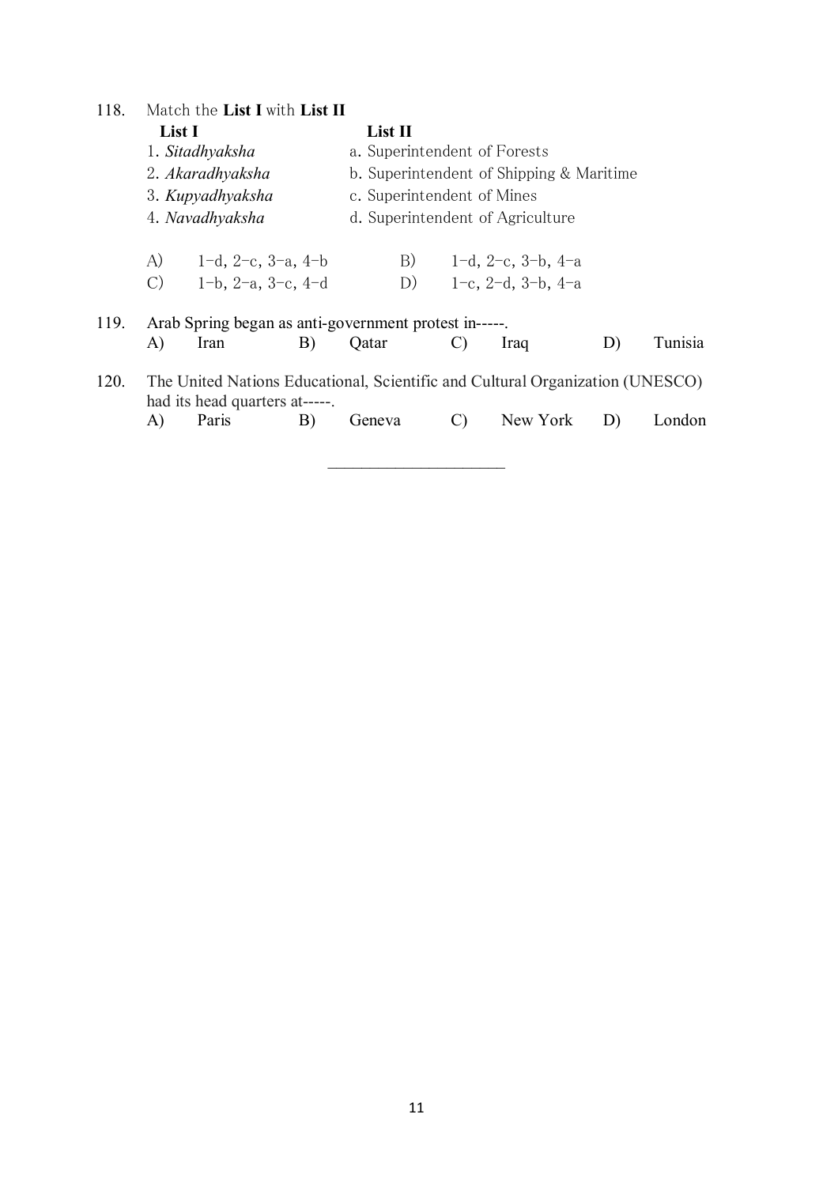118. Match the **List I** with **List II**

| **List I** | **List II** |
| --- | --- |
| 1. *Sitadhyaksha* | a. Superintendent of Forests |
| 2. *Akaradhyaksha* | b. Superintendent of Shipping & Maritime |
| 3. *Kupyadhyaksha* | c. Superintendent of Mines |
| 4. *Navadhyaksha* | d. Superintendent of Agriculture |

A) 1–d, 2–c, 3–a, 4–b  
B) 1–d, 2–c, 3–b, 4–a  
C) 1–b, 2–a, 3–c, 4–d  
D) 1–c, 2–d, 3–b, 4–a

119. Arab Spring began as anti-government protest in-----.

A) Iran  
B) Qatar  
C) Iraq  
D) Tunisia

120. The United Nations Educational, Scientific and Cultural Organization (UNESCO) had its head quarters at-----.

A) Paris  
B) Geneva  
C) New York  
D) London

---